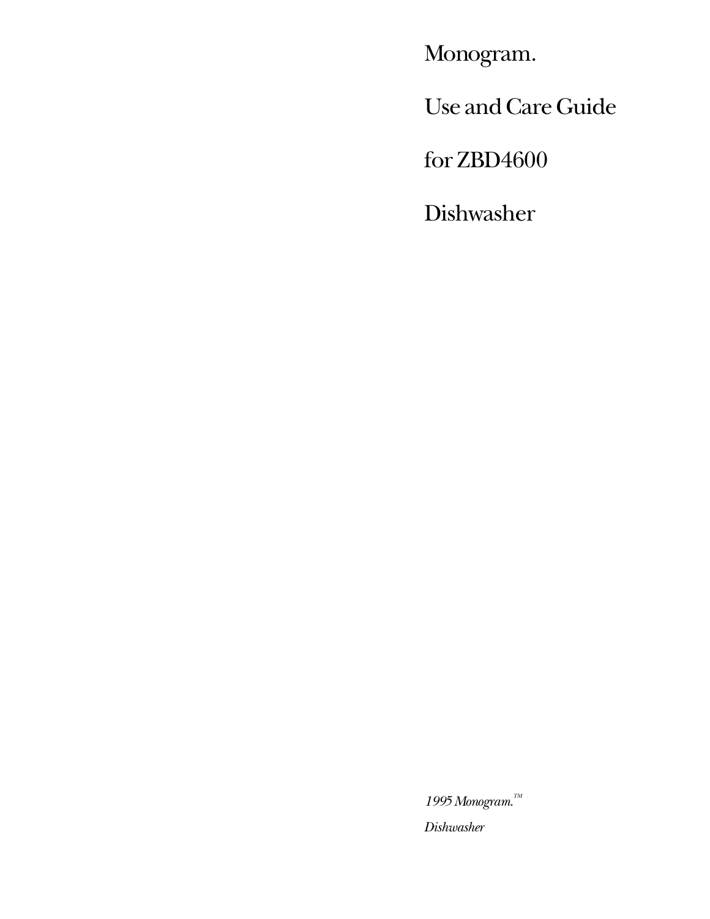# Monogram.

# Use and Care Guide

# for ZBD4600

# Dishwasher

*1995 Monogram.™*

*Dishwasher*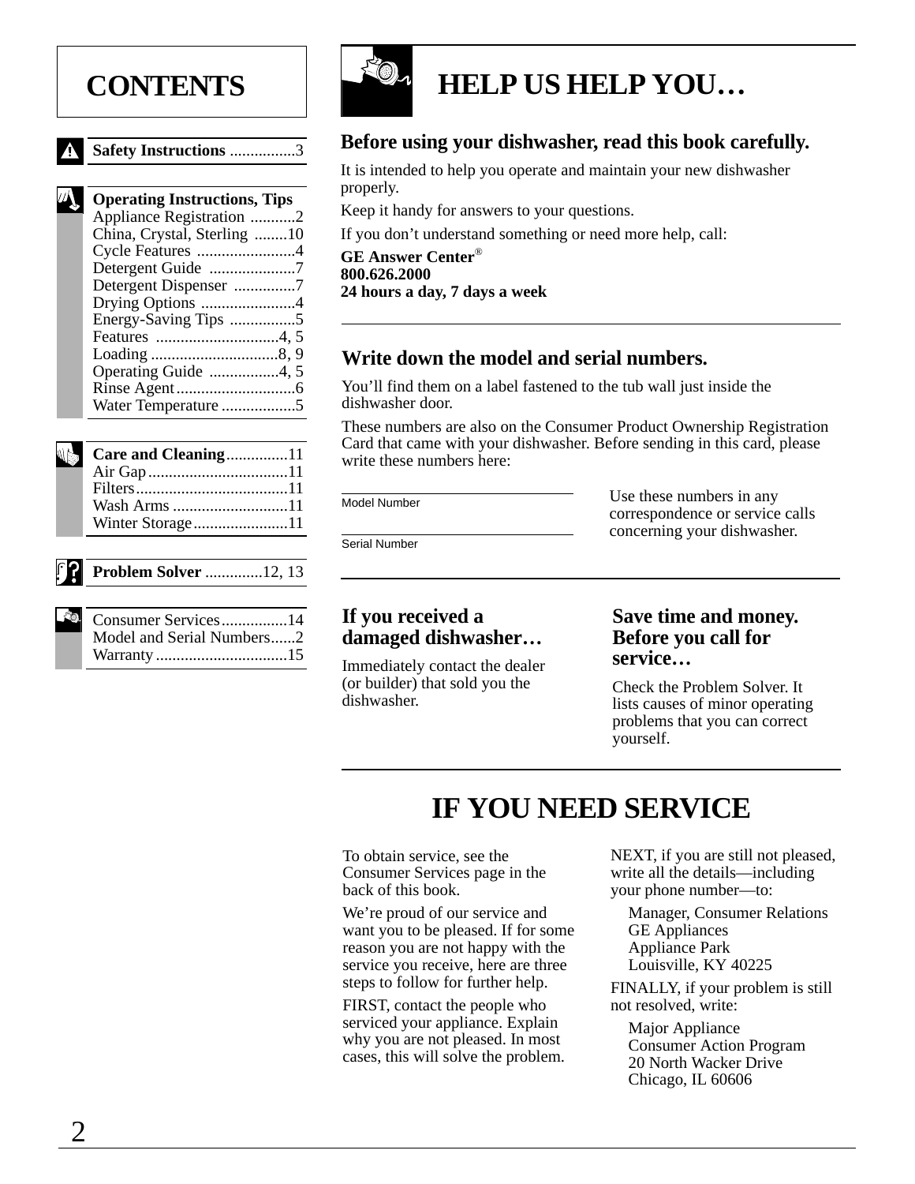# CONTENTS

**Safety Instructions** ................3

**Operating Instructions, Tips**
- Appliance Registration ...........2
- China, Crystal, Sterling ........10
- Cycle Features ........................4
- Detergent Guide .....................7
- Detergent Dispenser ...............7
- Drying Options .......................4
- Energy-Saving Tips ................5
- Features ..............................4, 5
- Loading ...............................8, 9
- Operating Guide .................4, 5
- Rinse Agent.............................6
- Water Temperature ..................5

**Care and Cleaning**...............11
- Air Gap..................................11
- Filters.....................................11
- Wash Arms ............................11
- Winter Storage.......................11

**Problem Solver** .............12, 13

- Consumer Services................14
- Model and Serial Numbers......2
- Warranty ................................15

# HELP US HELP YOU…

## Before using your dishwasher, read this book carefully.

It is intended to help you operate and maintain your new dishwasher properly.

Keep it handy for answers to your questions.

If you don't understand something or need more help, call:

**GE Answer Center®**
**800.626.2000**
**24 hours a day, 7 days a week**

## Write down the model and serial numbers.

You'll find them on a label fastened to the tub wall just inside the dishwasher door.

These numbers are also on the Consumer Product Ownership Registration Card that came with your dishwasher. Before sending in this card, please write these numbers here:

Model Number ____________________

Serial Number ____________________

Use these numbers in any correspondence or service calls concerning your dishwasher.

## If you received a damaged dishwasher…

Immediately contact the dealer (or builder) that sold you the dishwasher.

## Save time and money. Before you call for service…

Check the Problem Solver. It lists causes of minor operating problems that you can correct yourself.

# IF YOU NEED SERVICE

To obtain service, see the Consumer Services page in the back of this book.

We're proud of our service and want you to be pleased. If for some reason you are not happy with the service you receive, here are three steps to follow for further help.

FIRST, contact the people who serviced your appliance. Explain why you are not pleased. In most cases, this will solve the problem.

NEXT, if you are still not pleased, write all the details—including your phone number—to:

Manager, Consumer Relations
GE Appliances
Appliance Park
Louisville, KY 40225

FINALLY, if your problem is still not resolved, write:

Major Appliance
Consumer Action Program
20 North Wacker Drive
Chicago, IL 60606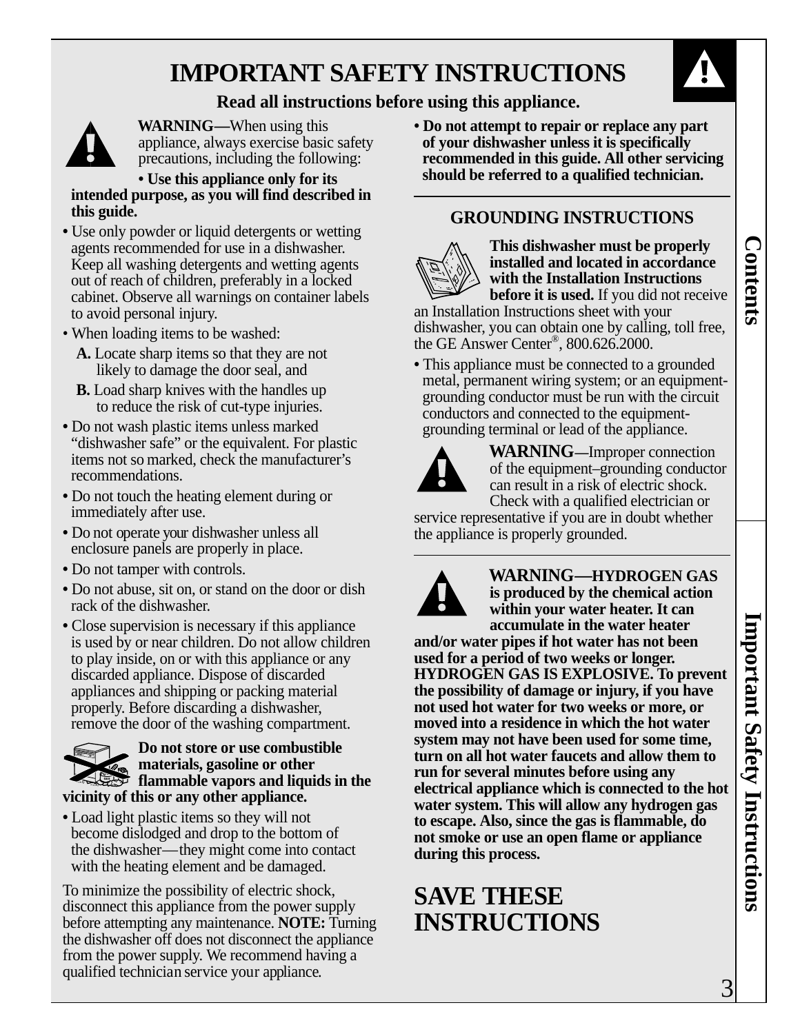# IMPORTANT SAFETY INSTRUCTIONS

**Read all instructions before using this appliance.**

**WARNING—**When using this appliance, always exercise basic safety precautions, including the following:

- **Use this appliance only for its intended purpose, as you will find described in this guide.**
- Use only powder or liquid detergents or wetting agents recommended for use in a dishwasher. Keep all washing detergents and wetting agents out of reach of children, preferably in a locked cabinet. Observe all warnings on container labels to avoid personal injury.
- When loading items to be washed:
  - **A.** Locate sharp items so that they are not likely to damage the door seal, and
  - **B.** Load sharp knives with the handles up to reduce the risk of cut-type injuries.
- Do not wash plastic items unless marked "dishwasher safe" or the equivalent. For plastic items not so marked, check the manufacturer's recommendations.
- Do not touch the heating element during or immediately after use.
- Do not operate your dishwasher unless all enclosure panels are properly in place.
- Do not tamper with controls.
- Do not abuse, sit on, or stand on the door or dish rack of the dishwasher.
- Close supervision is necessary if this appliance is used by or near children. Do not allow children to play inside, on or with this appliance or any discarded appliance. Dispose of discarded appliances and shipping or packing material properly. Before discarding a dishwasher, remove the door of the washing compartment.

**Do not store or use combustible materials, gasoline or other flammable vapors and liquids in the vicinity of this or any other appliance.**

- Load light plastic items so they will not become dislodged and drop to the bottom of the dishwasher—they might come into contact with the heating element and be damaged.

To minimize the possibility of electric shock, disconnect this appliance from the power supply before attempting any maintenance. **NOTE:** Turning the dishwasher off does not disconnect the appliance from the power supply. We recommend having a qualified technician service your appliance.

- **Do not attempt to repair or replace any part of your dishwasher unless it is specifically recommended in this guide. All other servicing should be referred to a qualified technician.**

## GROUNDING INSTRUCTIONS

**This dishwasher must be properly installed and located in accordance with the Installation Instructions before it is used.** If you did not receive an Installation Instructions sheet with your dishwasher, you can obtain one by calling, toll free, the GE Answer Center®, 800.626.2000.

- This appliance must be connected to a grounded metal, permanent wiring system; or an equipment-grounding conductor must be run with the circuit conductors and connected to the equipment-grounding terminal or lead of the appliance.

**WARNING—**Improper connection of the equipment–grounding conductor can result in a risk of electric shock. Check with a qualified electrician or service representative if you are in doubt whether the appliance is properly grounded.

**WARNING—HYDROGEN GAS is produced by the chemical action within your water heater. It can accumulate in the water heater and/or water pipes if hot water has not been used for a period of two weeks or longer. HYDROGEN GAS IS EXPLOSIVE. To prevent the possibility of damage or injury, if you have not used hot water for two weeks or more, or moved into a residence in which the hot water system may not have been used for some time, turn on all hot water faucets and allow them to run for several minutes before using any electrical appliance which is connected to the hot water system. This will allow any hydrogen gas to escape. Also, since the gas is flammable, do not smoke or use an open flame or appliance during this process.**

# SAVE THESE INSTRUCTIONS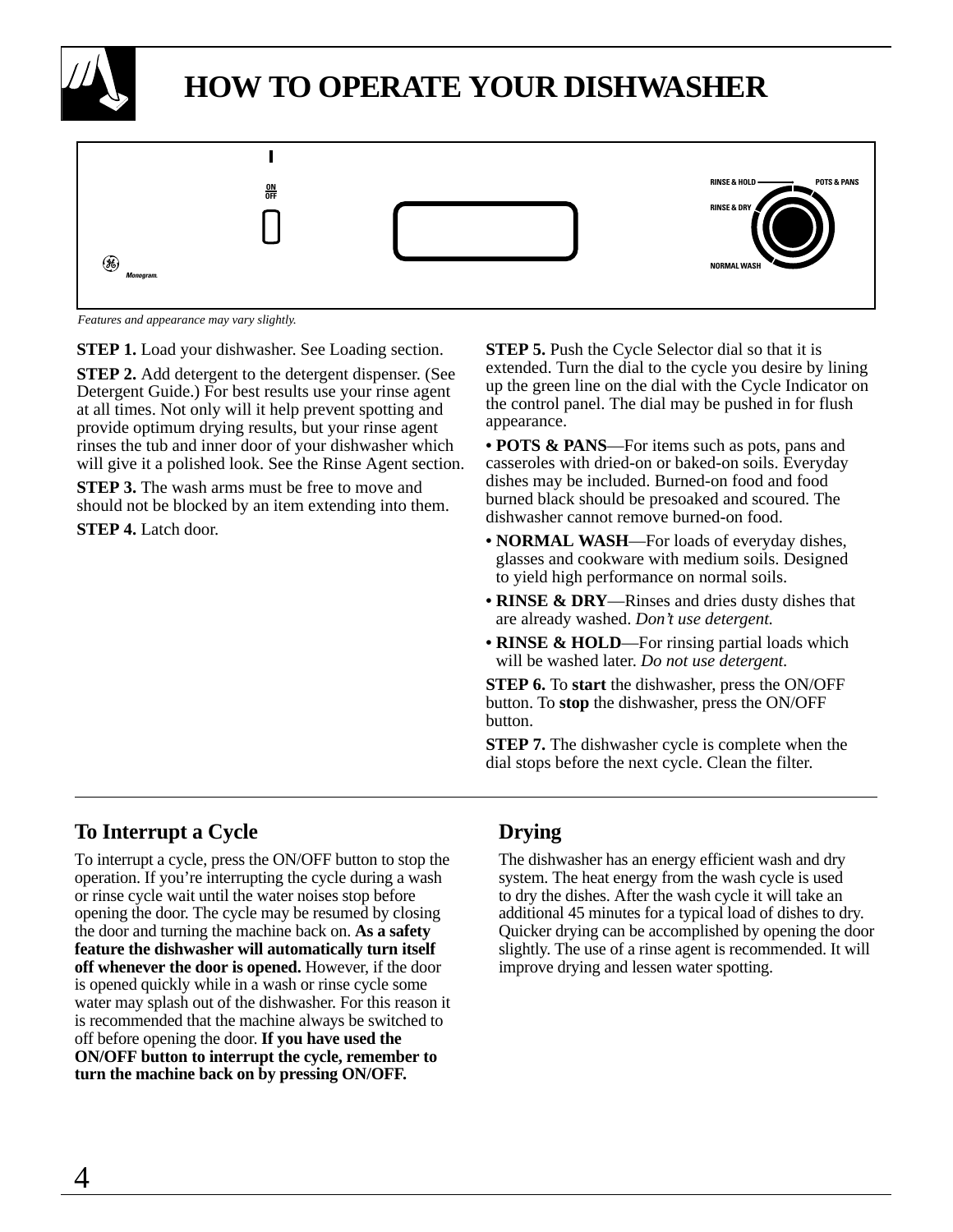# HOW TO OPERATE YOUR DISHWASHER

*Features and appearance may vary slightly.*

**STEP 1.** Load your dishwasher. See Loading section.

**STEP 2.** Add detergent to the detergent dispenser. (See Detergent Guide.) For best results use your rinse agent at all times. Not only will it help prevent spotting and provide optimum drying results, but your rinse agent rinses the tub and inner door of your dishwasher which will give it a polished look. See the Rinse Agent section.

**STEP 3.** The wash arms must be free to move and should not be blocked by an item extending into them.

**STEP 4.** Latch door.

**STEP 5.** Push the Cycle Selector dial so that it is extended. Turn the dial to the cycle you desire by lining up the green line on the dial with the Cycle Indicator on the control panel. The dial may be pushed in for flush appearance.

- **POTS & PANS**—For items such as pots, pans and casseroles with dried-on or baked-on soils. Everyday dishes may be included. Burned-on food and food burned black should be presoaked and scoured. The dishwasher cannot remove burned-on food.
- **NORMAL WASH**—For loads of everyday dishes, glasses and cookware with medium soils. Designed to yield high performance on normal soils.
- **RINSE & DRY**—Rinses and dries dusty dishes that are already washed. *Don't use detergent.*
- **RINSE & HOLD**—For rinsing partial loads which will be washed later. *Do not use detergent.*

**STEP 6.** To **start** the dishwasher, press the ON/OFF button. To **stop** the dishwasher, press the ON/OFF button.

**STEP 7.** The dishwasher cycle is complete when the dial stops before the next cycle. Clean the filter.

## To Interrupt a Cycle

To interrupt a cycle, press the ON/OFF button to stop the operation. If you're interrupting the cycle during a wash or rinse cycle wait until the water noises stop before opening the door. The cycle may be resumed by closing the door and turning the machine back on. **As a safety feature the dishwasher will automatically turn itself off whenever the door is opened.** However, if the door is opened quickly while in a wash or rinse cycle some water may splash out of the dishwasher. For this reason it is recommended that the machine always be switched to off before opening the door. **If you have used the ON/OFF button to interrupt the cycle, remember to turn the machine back on by pressing ON/OFF.**

## Drying

The dishwasher has an energy efficient wash and dry system. The heat energy from the wash cycle is used to dry the dishes. After the wash cycle it will take an additional 45 minutes for a typical load of dishes to dry. Quicker drying can be accomplished by opening the door slightly. The use of a rinse agent is recommended. It will improve drying and lessen water spotting.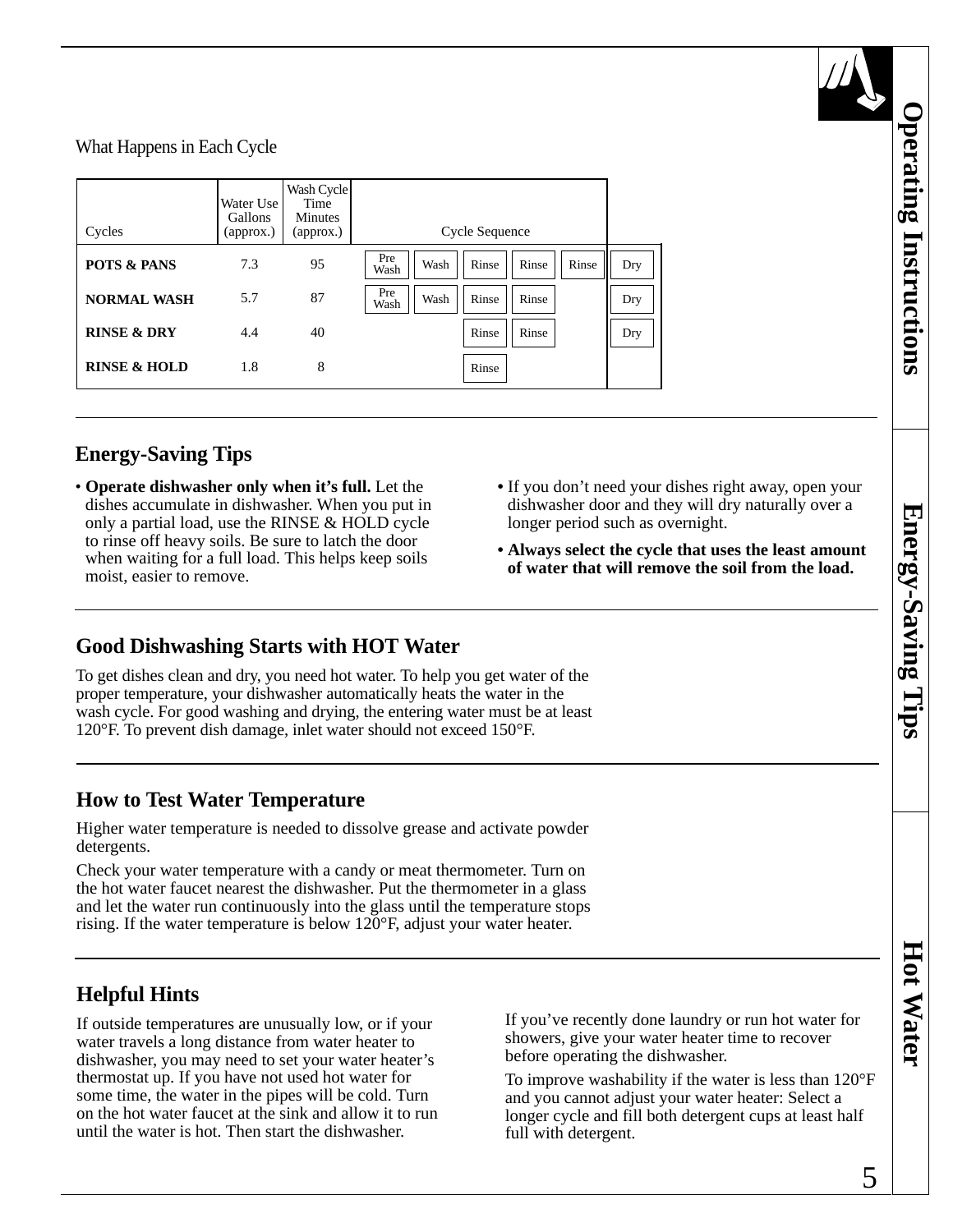What Happens in Each Cycle

| Cycles | Water Use Gallons (approx.) | Wash Cycle Time Minutes (approx.) | Cycle Sequence | | | | | |
|---|---|---|---|---|---|---|---|---|
| **POTS & PANS** | 7.3 | 95 | Pre Wash | Wash | Rinse | Rinse | Rinse | Dry |
| **NORMAL WASH** | 5.7 | 87 | Pre Wash | Wash | Rinse | Rinse | | Dry |
| **RINSE & DRY** | 4.4 | 40 | | | Rinse | Rinse | | Dry |
| **RINSE & HOLD** | 1.8 | 8 | | | Rinse | | | |

## Energy-Saving Tips

- **Operate dishwasher only when it's full.** Let the dishes accumulate in dishwasher. When you put in only a partial load, use the RINSE & HOLD cycle to rinse off heavy soils. Be sure to latch the door when waiting for a full load. This helps keep soils moist, easier to remove.
- If you don't need your dishes right away, open your dishwasher door and they will dry naturally over a longer period such as overnight.
- **Always select the cycle that uses the least amount of water that will remove the soil from the load.**

## Good Dishwashing Starts with HOT Water

To get dishes clean and dry, you need hot water. To help you get water of the proper temperature, your dishwasher automatically heats the water in the wash cycle. For good washing and drying, the entering water must be at least 120°F. To prevent dish damage, inlet water should not exceed 150°F.

## How to Test Water Temperature

Higher water temperature is needed to dissolve grease and activate powder detergents.

Check your water temperature with a candy or meat thermometer. Turn on the hot water faucet nearest the dishwasher. Put the thermometer in a glass and let the water run continuously into the glass until the temperature stops rising. If the water temperature is below 120°F, adjust your water heater.

## Helpful Hints

If outside temperatures are unusually low, or if your water travels a long distance from water heater to dishwasher, you may need to set your water heater's thermostat up. If you have not used hot water for some time, the water in the pipes will be cold. Turn on the hot water faucet at the sink and allow it to run until the water is hot. Then start the dishwasher.

If you've recently done laundry or run hot water for showers, give your water heater time to recover before operating the dishwasher.

To improve washability if the water is less than 120°F and you cannot adjust your water heater: Select a longer cycle and fill both detergent cups at least half full with detergent.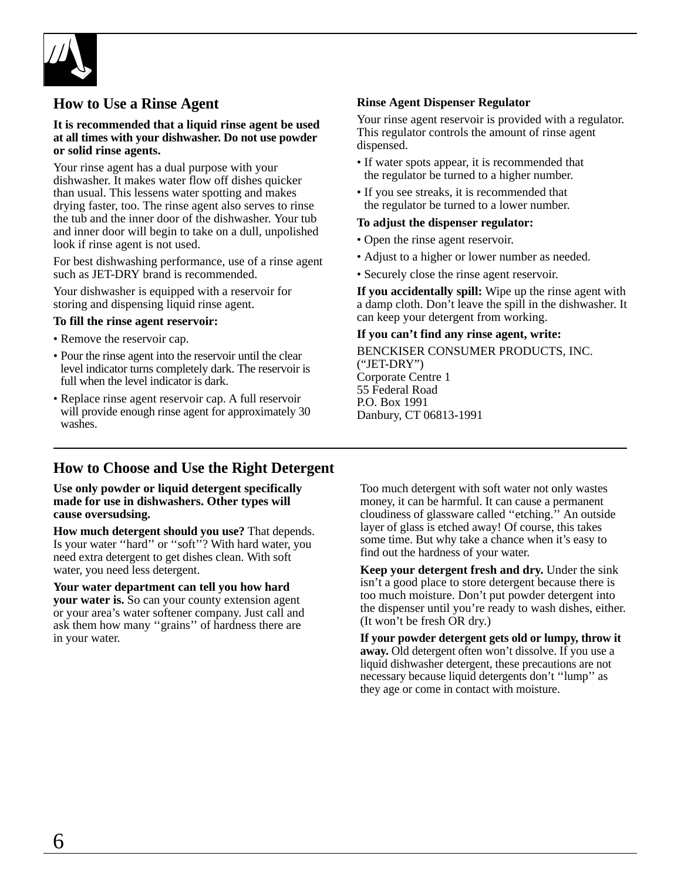## How to Use a Rinse Agent

**It is recommended that a liquid rinse agent be used at all times with your dishwasher. Do not use powder or solid rinse agents.**

Your rinse agent has a dual purpose with your dishwasher. It makes water flow off dishes quicker than usual. This lessens water spotting and makes drying faster, too. The rinse agent also serves to rinse the tub and the inner door of the dishwasher. Your tub and inner door will begin to take on a dull, unpolished look if rinse agent is not used.

For best dishwashing performance, use of a rinse agent such as JET-DRY brand is recommended.

Your dishwasher is equipped with a reservoir for storing and dispensing liquid rinse agent.

**To fill the rinse agent reservoir:**

- Remove the reservoir cap.
- Pour the rinse agent into the reservoir until the clear level indicator turns completely dark. The reservoir is full when the level indicator is dark.
- Replace rinse agent reservoir cap. A full reservoir will provide enough rinse agent for approximately 30 washes.

**Rinse Agent Dispenser Regulator**

Your rinse agent reservoir is provided with a regulator. This regulator controls the amount of rinse agent dispensed.

- If water spots appear, it is recommended that the regulator be turned to a higher number.
- If you see streaks, it is recommended that the regulator be turned to a lower number.

**To adjust the dispenser regulator:**

- Open the rinse agent reservoir.
- Adjust to a higher or lower number as needed.
- Securely close the rinse agent reservoir.

**If you accidentally spill:** Wipe up the rinse agent with a damp cloth. Don't leave the spill in the dishwasher. It can keep your detergent from working.

**If you can't find any rinse agent, write:**

BENCKISER CONSUMER PRODUCTS, INC.  
("JET-DRY")  
Corporate Centre 1  
55 Federal Road  
P.O. Box 1991  
Danbury, CT 06813-1991

## How to Choose and Use the Right Detergent

**Use only powder or liquid detergent specifically made for use in dishwashers. Other types will cause oversudsing.**

**How much detergent should you use?** That depends. Is your water "hard" or "soft"? With hard water, you need extra detergent to get dishes clean. With soft water, you need less detergent.

**Your water department can tell you how hard your water is.** So can your county extension agent or your area's water softener company. Just call and ask them how many "grains" of hardness there are in your water.

Too much detergent with soft water not only wastes money, it can be harmful. It can cause a permanent cloudiness of glassware called "etching." An outside layer of glass is etched away! Of course, this takes some time. But why take a chance when it's easy to find out the hardness of your water.

**Keep your detergent fresh and dry.** Under the sink isn't a good place to store detergent because there is too much moisture. Don't put powder detergent into the dispenser until you're ready to wash dishes, either. (It won't be fresh OR dry.)

**If your powder detergent gets old or lumpy, throw it away.** Old detergent often won't dissolve. If you use a liquid dishwasher detergent, these precautions are not necessary because liquid detergents don't "lump" as they age or come in contact with moisture.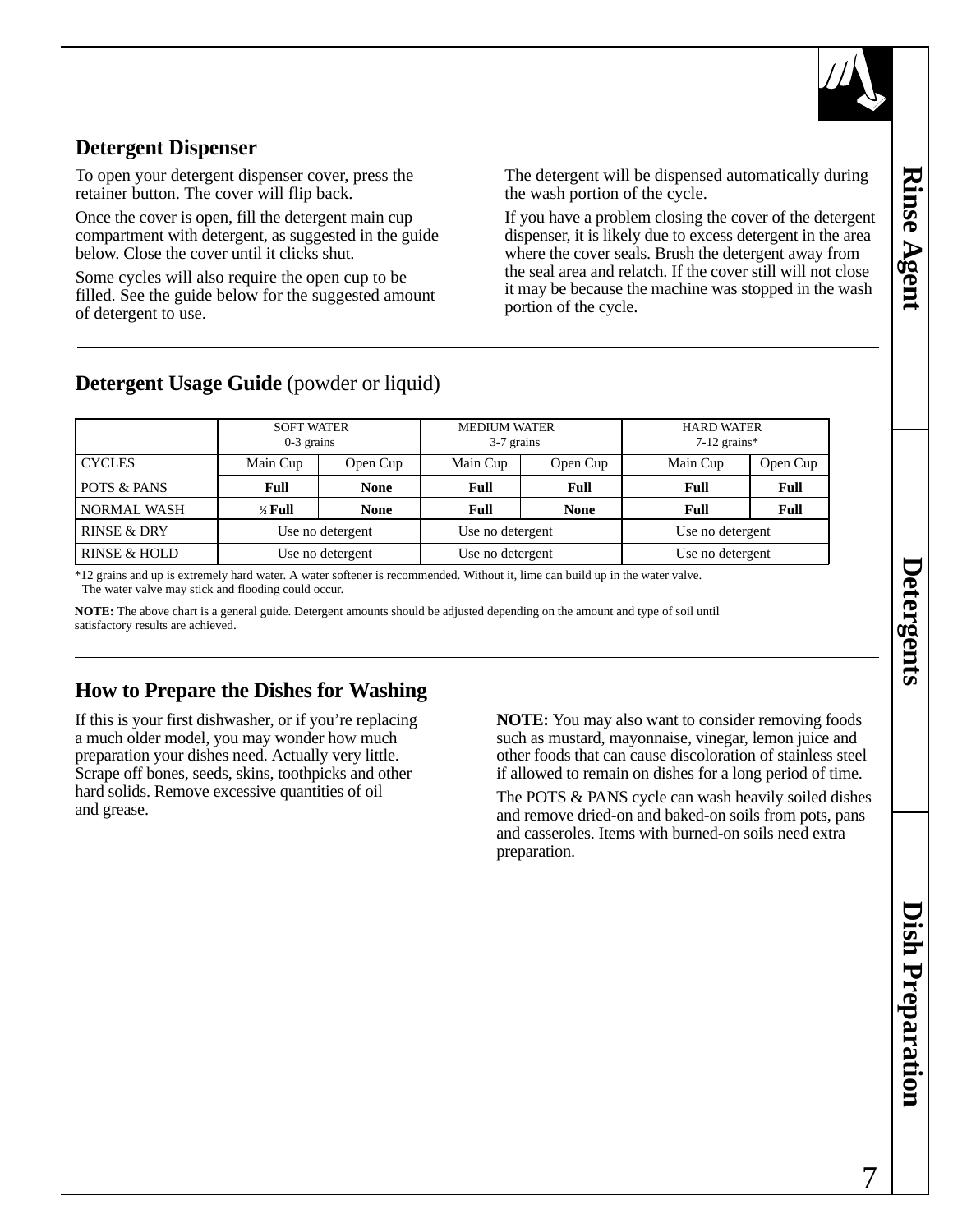## Detergent Dispenser

To open your detergent dispenser cover, press the retainer button. The cover will flip back.

Once the cover is open, fill the detergent main cup compartment with detergent, as suggested in the guide below. Close the cover until it clicks shut.

Some cycles will also require the open cup to be filled. See the guide below for the suggested amount of detergent to use.

The detergent will be dispensed automatically during the wash portion of the cycle.

If you have a problem closing the cover of the detergent dispenser, it is likely due to excess detergent in the area where the cover seals. Brush the detergent away from the seal area and relatch. If the cover still will not close it may be because the machine was stopped in the wash portion of the cycle.

## Detergent Usage Guide (powder or liquid)

| | SOFT WATER 0-3 grains | | MEDIUM WATER 3-7 grains | | HARD WATER 7-12 grains* | |
|---|---|---|---|---|---|---|
| CYCLES | Main Cup | Open Cup | Main Cup | Open Cup | Main Cup | Open Cup |
| POTS & PANS | **Full** | **None** | **Full** | **Full** | **Full** | **Full** |
| NORMAL WASH | **½ Full** | **None** | **Full** | **None** | **Full** | **Full** |
| RINSE & DRY | Use no detergent | | Use no detergent | | Use no detergent | |
| RINSE & HOLD | Use no detergent | | Use no detergent | | Use no detergent | |

*12 grains and up is extremely hard water. A water softener is recommended. Without it, lime can build up in the water valve. The water valve may stick and flooding could occur.

**NOTE:** The above chart is a general guide. Detergent amounts should be adjusted depending on the amount and type of soil until satisfactory results are achieved.

## How to Prepare the Dishes for Washing

If this is your first dishwasher, or if you're replacing a much older model, you may wonder how much preparation your dishes need. Actually very little. Scrape off bones, seeds, skins, toothpicks and other hard solids. Remove excessive quantities of oil and grease.

**NOTE:** You may also want to consider removing foods such as mustard, mayonnaise, vinegar, lemon juice and other foods that can cause discoloration of stainless steel if allowed to remain on dishes for a long period of time.

The POTS & PANS cycle can wash heavily soiled dishes and remove dried-on and baked-on soils from pots, pans and casseroles. Items with burned-on soils need extra preparation.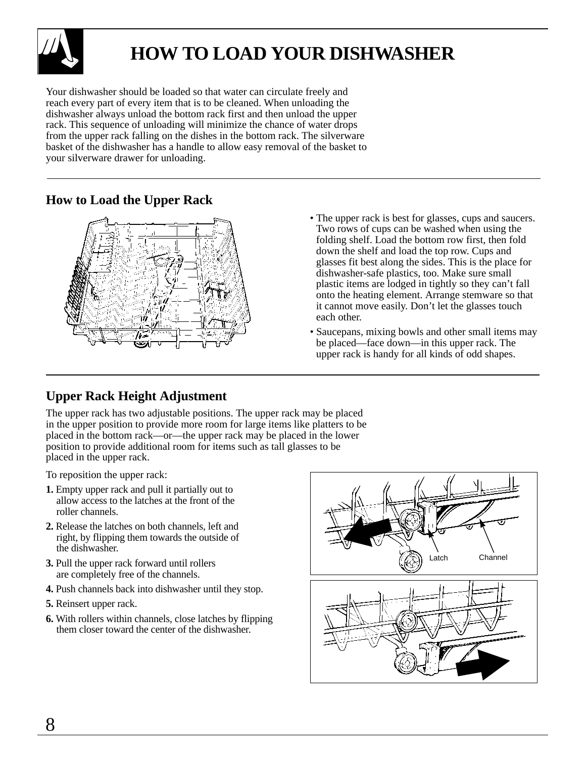# HOW TO LOAD YOUR DISHWASHER

Your dishwasher should be loaded so that water can circulate freely and reach every part of every item that is to be cleaned. When unloading the dishwasher always unload the bottom rack first and then unload the upper rack. This sequence of unloading will minimize the chance of water drops from the upper rack falling on the dishes in the bottom rack. The silverware basket of the dishwasher has a handle to allow easy removal of the basket to your silverware drawer for unloading.

## How to Load the Upper Rack

- The upper rack is best for glasses, cups and saucers. Two rows of cups can be washed when using the folding shelf. Load the bottom row first, then fold down the shelf and load the top row. Cups and glasses fit best along the sides. This is the place for dishwasher-safe plastics, too. Make sure small plastic items are lodged in tightly so they can't fall onto the heating element. Arrange stemware so that it cannot move easily. Don't let the glasses touch each other.
- Saucepans, mixing bowls and other small items may be placed—face down—in this upper rack. The upper rack is handy for all kinds of odd shapes.

## Upper Rack Height Adjustment

The upper rack has two adjustable positions. The upper rack may be placed in the upper position to provide more room for large items like platters to be placed in the bottom rack—or—the upper rack may be placed in the lower position to provide additional room for items such as tall glasses to be placed in the upper rack.

To reposition the upper rack:

1. Empty upper rack and pull it partially out to allow access to the latches at the front of the roller channels.
2. Release the latches on both channels, left and right, by flipping them towards the outside of the dishwasher.
3. Pull the upper rack forward until rollers are completely free of the channels.
4. Push channels back into dishwasher until they stop.
5. Reinsert upper rack.
6. With rollers within channels, close latches by flipping them closer toward the center of the dishwasher.

Latch

Channel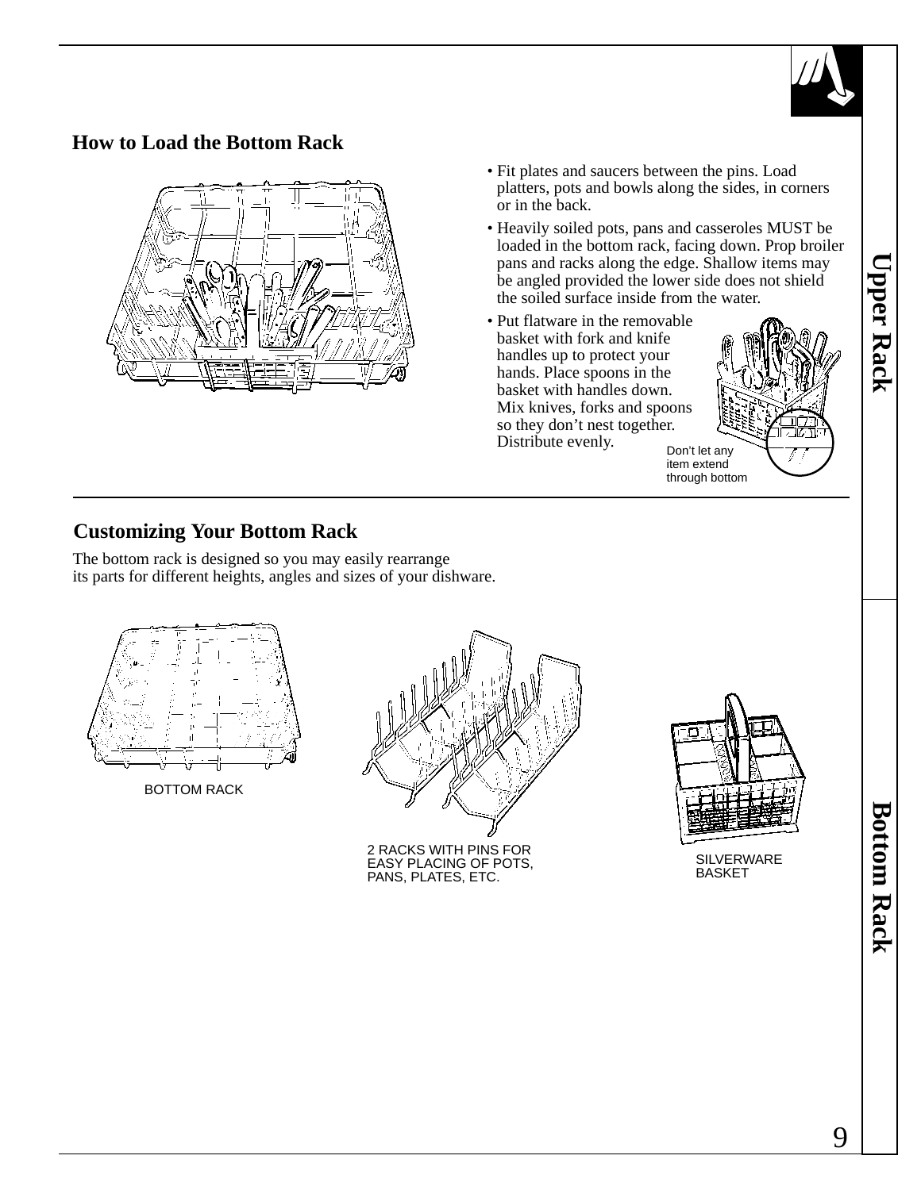## How to Load the Bottom Rack

- Fit plates and saucers between the pins. Load platters, pots and bowls along the sides, in corners or in the back.
- Heavily soiled pots, pans and casseroles MUST be loaded in the bottom rack, facing down. Prop broiler pans and racks along the edge. Shallow items may be angled provided the lower side does not shield the soiled surface inside from the water.
- Put flatware in the removable basket with fork and knife handles up to protect your hands. Place spoons in the basket with handles down. Mix knives, forks and spoons so they don't nest together. Distribute evenly.

Don't let any item extend through bottom

## Customizing Your Bottom Rack

The bottom rack is designed so you may easily rearrange its parts for different heights, angles and sizes of your dishware.

BOTTOM RACK

2 RACKS WITH PINS FOR EASY PLACING OF POTS, PANS, PLATES, ETC.

SILVERWARE BASKET

Upper Rack

Bottom Rack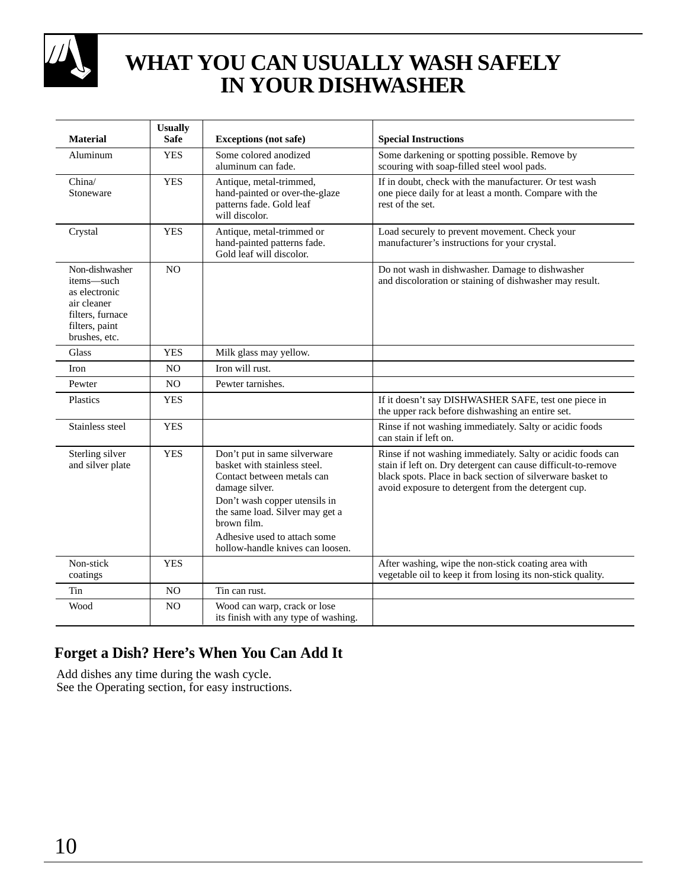# WHAT YOU CAN USUALLY WASH SAFELY IN YOUR DISHWASHER

| Material | Usually Safe | Exceptions (not safe) | Special Instructions |
|---|---|---|---|
| Aluminum | YES | Some colored anodized aluminum can fade. | Some darkening or spotting possible. Remove by scouring with soap-filled steel wool pads. |
| China/ Stoneware | YES | Antique, metal-trimmed, hand-painted or over-the-glaze patterns fade. Gold leaf will discolor. | If in doubt, check with the manufacturer. Or test wash one piece daily for at least a month. Compare with the rest of the set. |
| Crystal | YES | Antique, metal-trimmed or hand-painted patterns fade. Gold leaf will discolor. | Load securely to prevent movement. Check your manufacturer's instructions for your crystal. |
| Non-dishwasher items—such as electronic air cleaner filters, furnace filters, paint brushes, etc. | NO | | Do not wash in dishwasher. Damage to dishwasher and discoloration or staining of dishwasher may result. |
| Glass | YES | Milk glass may yellow. | |
| Iron | NO | Iron will rust. | |
| Pewter | NO | Pewter tarnishes. | |
| Plastics | YES | | If it doesn't say DISHWASHER SAFE, test one piece in the upper rack before dishwashing an entire set. |
| Stainless steel | YES | | Rinse if not washing immediately. Salty or acidic foods can stain if left on. |
| Sterling silver and silver plate | YES | Don't put in same silverware basket with stainless steel. Contact between metals can damage silver. Don't wash copper utensils in the same load. Silver may get a brown film. Adhesive used to attach some hollow-handle knives can loosen. | Rinse if not washing immediately. Salty or acidic foods can stain if left on. Dry detergent can cause difficult-to-remove black spots. Place in back section of silverware basket to avoid exposure to detergent from the detergent cup. |
| Non-stick coatings | YES | | After washing, wipe the non-stick coating area with vegetable oil to keep it from losing its non-stick quality. |
| Tin | NO | Tin can rust. | |
| Wood | NO | Wood can warp, crack or lose its finish with any type of washing. | |

## Forget a Dish? Here's When You Can Add It

Add dishes any time during the wash cycle.
See the Operating section, for easy instructions.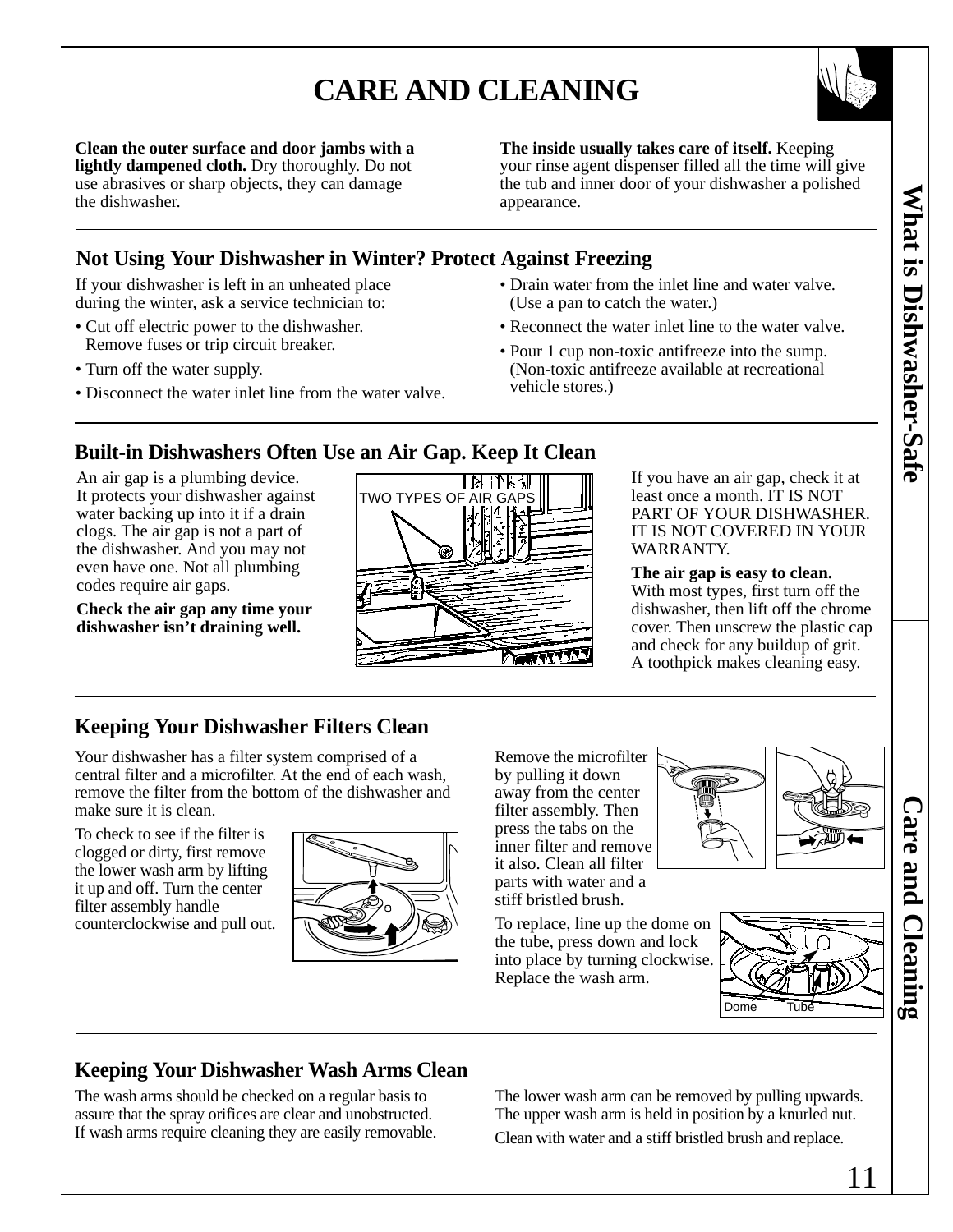# CARE AND CLEANING

**Clean the outer surface and door jambs with a lightly dampened cloth.** Dry thoroughly. Do not use abrasives or sharp objects, they can damage the dishwasher.

**The inside usually takes care of itself.** Keeping your rinse agent dispenser filled all the time will give the tub and inner door of your dishwasher a polished appearance.

## Not Using Your Dishwasher in Winter? Protect Against Freezing

If your dishwasher is left in an unheated place during the winter, ask a service technician to:

- Cut off electric power to the dishwasher. Remove fuses or trip circuit breaker.
- Turn off the water supply.
- Disconnect the water inlet line from the water valve.
- Drain water from the inlet line and water valve. (Use a pan to catch the water.)
- Reconnect the water inlet line to the water valve.
- Pour 1 cup non-toxic antifreeze into the sump. (Non-toxic antifreeze available at recreational vehicle stores.)

## Built-in Dishwashers Often Use an Air Gap. Keep It Clean

An air gap is a plumbing device. It protects your dishwasher against water backing up into it if a drain clogs. The air gap is not a part of the dishwasher. And you may not even have one. Not all plumbing codes require air gaps.

**Check the air gap any time your dishwasher isn't draining well.**

TWO TYPES OF AIR GAPS

If you have an air gap, check it at least once a month. IT IS NOT PART OF YOUR DISHWASHER. IT IS NOT COVERED IN YOUR WARRANTY.

**The air gap is easy to clean.** With most types, first turn off the dishwasher, then lift off the chrome cover. Then unscrew the plastic cap and check for any buildup of grit. A toothpick makes cleaning easy.

## Keeping Your Dishwasher Filters Clean

Your dishwasher has a filter system comprised of a central filter and a microfilter. At the end of each wash, remove the filter from the bottom of the dishwasher and make sure it is clean.

To check to see if the filter is clogged or dirty, first remove the lower wash arm by lifting it up and off. Turn the center filter assembly handle counterclockwise and pull out.

Remove the microfilter by pulling it down away from the center filter assembly. Then press the tabs on the inner filter and remove it also. Clean all filter parts with water and a stiff bristled brush.

To replace, line up the dome on the tube, press down and lock into place by turning clockwise. Replace the wash arm.

Dome Tube

## Keeping Your Dishwasher Wash Arms Clean

The wash arms should be checked on a regular basis to assure that the spray orifices are clear and unobstructed. If wash arms require cleaning they are easily removable.

The lower wash arm can be removed by pulling upwards. The upper wash arm is held in position by a knurled nut.

Clean with water and a stiff bristled brush and replace.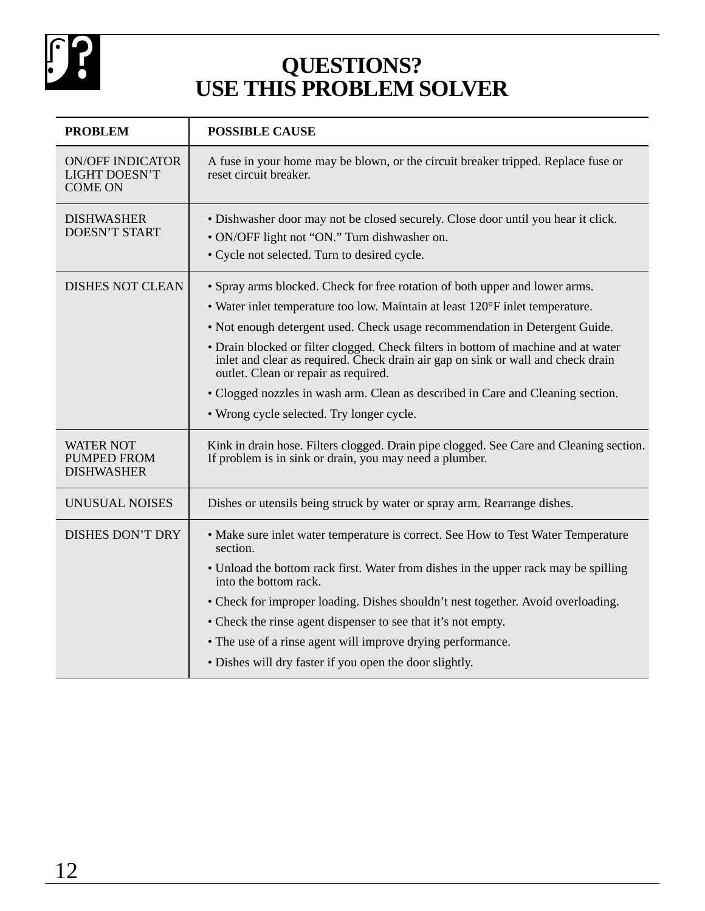# QUESTIONS?
# USE THIS PROBLEM SOLVER

| PROBLEM | POSSIBLE CAUSE |
|---|---|
| ON/OFF INDICATOR LIGHT DOESN'T COME ON | A fuse in your home may be blown, or the circuit breaker tripped. Replace fuse or reset circuit breaker. |
| DISHWASHER DOESN'T START | • Dishwasher door may not be closed securely. Close door until you hear it click.<br>• ON/OFF light not "ON." Turn dishwasher on.<br>• Cycle not selected. Turn to desired cycle. |
| DISHES NOT CLEAN | • Spray arms blocked. Check for free rotation of both upper and lower arms.<br>• Water inlet temperature too low. Maintain at least 120°F inlet temperature.<br>• Not enough detergent used. Check usage recommendation in Detergent Guide.<br>• Drain blocked or filter clogged. Check filters in bottom of machine and at water inlet and clear as required. Check drain air gap on sink or wall and check drain outlet. Clean or repair as required.<br>• Clogged nozzles in wash arm. Clean as described in Care and Cleaning section.<br>• Wrong cycle selected. Try longer cycle. |
| WATER NOT PUMPED FROM DISHWASHER | Kink in drain hose. Filters clogged. Drain pipe clogged. See Care and Cleaning section. If problem is in sink or drain, you may need a plumber. |
| UNUSUAL NOISES | Dishes or utensils being struck by water or spray arm. Rearrange dishes. |
| DISHES DON'T DRY | • Make sure inlet water temperature is correct. See How to Test Water Temperature section.<br>• Unload the bottom rack first. Water from dishes in the upper rack may be spilling into the bottom rack.<br>• Check for improper loading. Dishes shouldn't nest together. Avoid overloading.<br>• Check the rinse agent dispenser to see that it's not empty.<br>• The use of a rinse agent will improve drying performance.<br>• Dishes will dry faster if you open the door slightly. |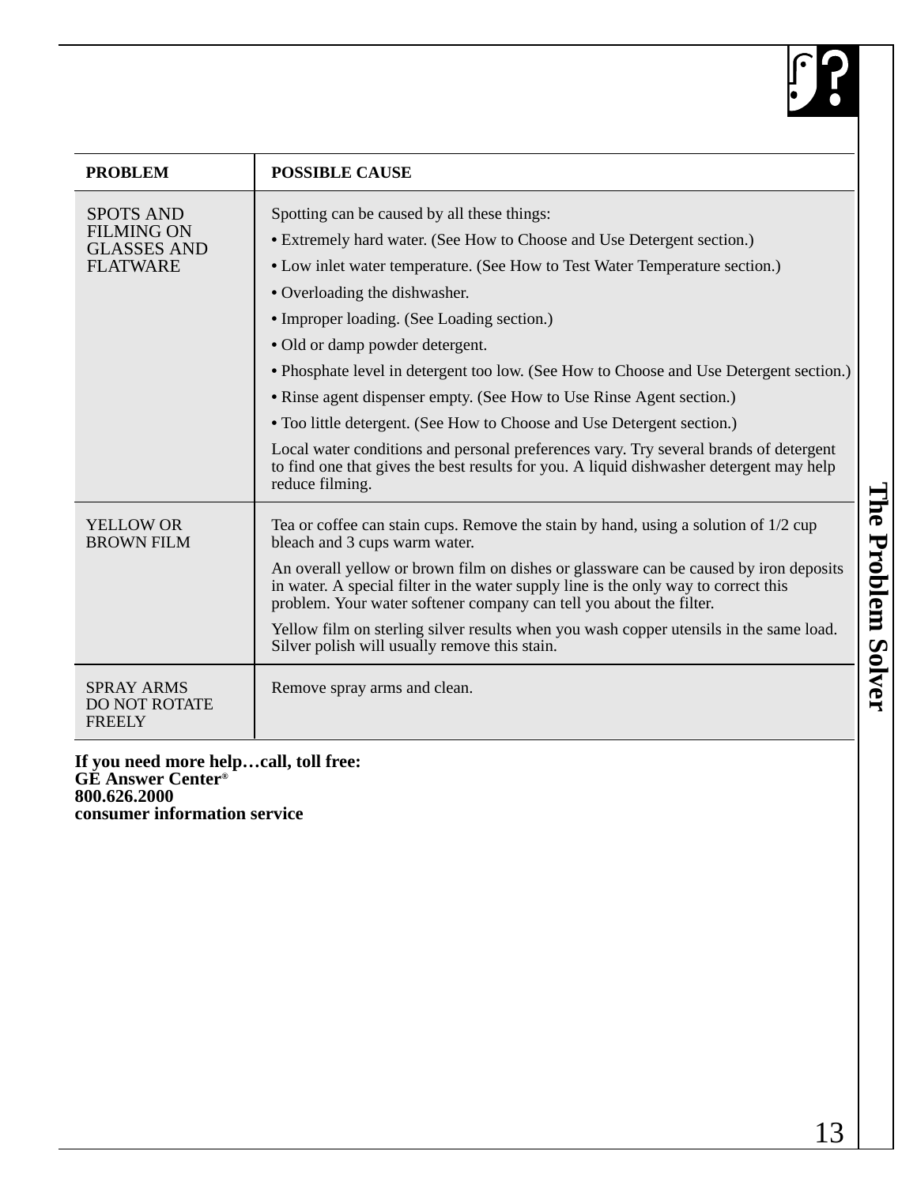| PROBLEM | POSSIBLE CAUSE |
|---|---|
| SPOTS AND FILMING ON GLASSES AND FLATWARE | Spotting can be caused by all these things:<br>• Extremely hard water. (See How to Choose and Use Detergent section.)<br>• Low inlet water temperature. (See How to Test Water Temperature section.)<br>• Overloading the dishwasher.<br>• Improper loading. (See Loading section.)<br>• Old or damp powder detergent.<br>• Phosphate level in detergent too low. (See How to Choose and Use Detergent section.)<br>• Rinse agent dispenser empty. (See How to Use Rinse Agent section.)<br>• Too little detergent. (See How to Choose and Use Detergent section.)<br>Local water conditions and personal preferences vary. Try several brands of detergent to find one that gives the best results for you. A liquid dishwasher detergent may help reduce filming. |
| YELLOW OR BROWN FILM | Tea or coffee can stain cups. Remove the stain by hand, using a solution of 1/2 cup bleach and 3 cups warm water.<br>An overall yellow or brown film on dishes or glassware can be caused by iron deposits in water. A special filter in the water supply line is the only way to correct this problem. Your water softener company can tell you about the filter.<br>Yellow film on sterling silver results when you wash copper utensils in the same load. Silver polish will usually remove this stain. |
| SPRAY ARMS DO NOT ROTATE FREELY | Remove spray arms and clean. |

**If you need more help…call, toll free:**
**GE Answer Center®**
**800.626.2000**
**consumer information service**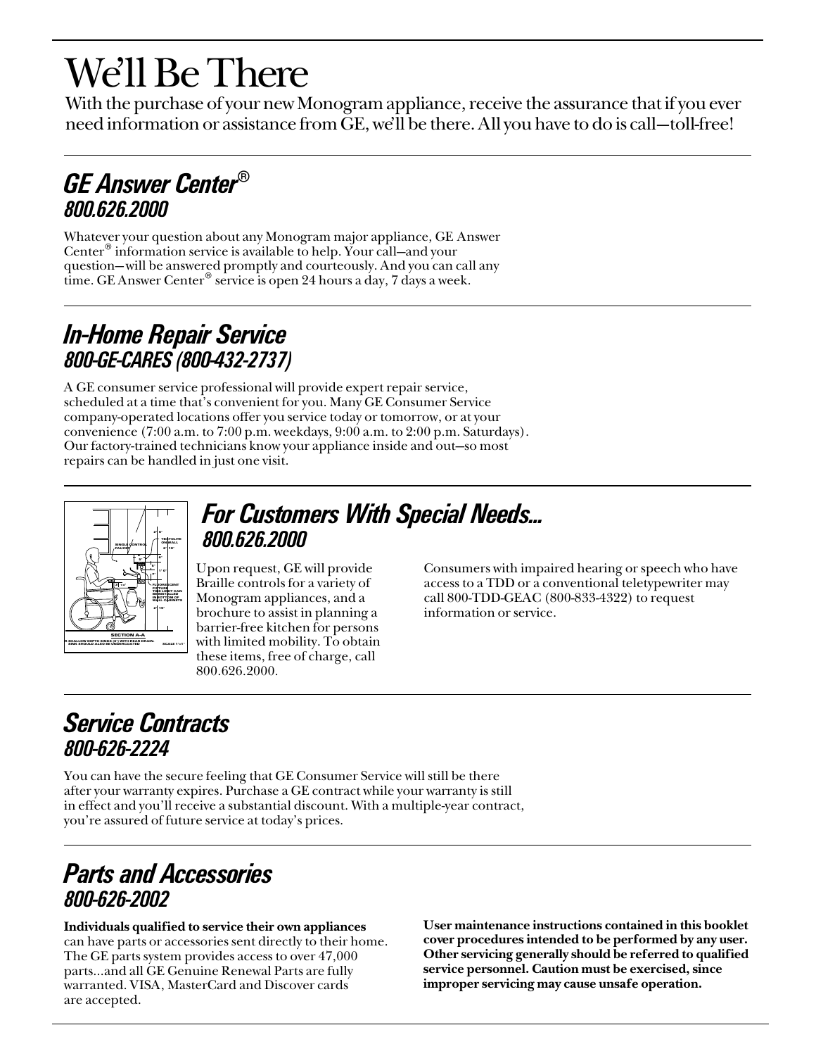# We'll Be There

With the purchase of your new Monogram appliance, receive the assurance that if you ever need information or assistance from GE, we'll be there. All you have to do is call—toll-free!

## *GE Answer Center®*
## *800.626.2000*

Whatever your question about any Monogram major appliance, GE Answer Center® information service is available to help. Your call—and your question—will be answered promptly and courteously. And you can call any time. GE Answer Center® service is open 24 hours a day, 7 days a week.

## *In-Home Repair Service*
## *800-GE-CARES (800-432-2737)*

A GE consumer service professional will provide expert repair service, scheduled at a time that's convenient for you. Many GE Consumer Service company-operated locations offer you service today or tomorrow, or at your convenience (7:00 a.m. to 7:00 p.m. weekdays, 9:00 a.m. to 2:00 p.m. Saturdays). Our factory-trained technicians know your appliance inside and out—so most repairs can be handled in just one visit.

## *For Customers With Special Needs...*
## *800.626.2000*

Upon request, GE will provide Braille controls for a variety of Monogram appliances, and a brochure to assist in planning a barrier-free kitchen for persons with limited mobility. To obtain these items, free of charge, call 800.626.2000.

Consumers with impaired hearing or speech who have access to a TDD or a conventional teletypewriter may call 800-TDD-GEAC (800-833-4322) to request information or service.

## *Service Contracts*
## *800-626-2224*

You can have the secure feeling that GE Consumer Service will still be there after your warranty expires. Purchase a GE contract while your warranty is still in effect and you'll receive a substantial discount. With a multiple-year contract, you're assured of future service at today's prices.

## *Parts and Accessories*
## *800-626-2002*

**Individuals qualified to service their own appliances** can have parts or accessories sent directly to their home. The GE parts system provides access to over 47,000 parts...and all GE Genuine Renewal Parts are fully warranted. VISA, MasterCard and Discover cards are accepted.

**User maintenance instructions contained in this booklet cover procedures intended to be performed by any user. Other servicing generally should be referred to qualified service personnel. Caution must be exercised, since improper servicing may cause unsafe operation.**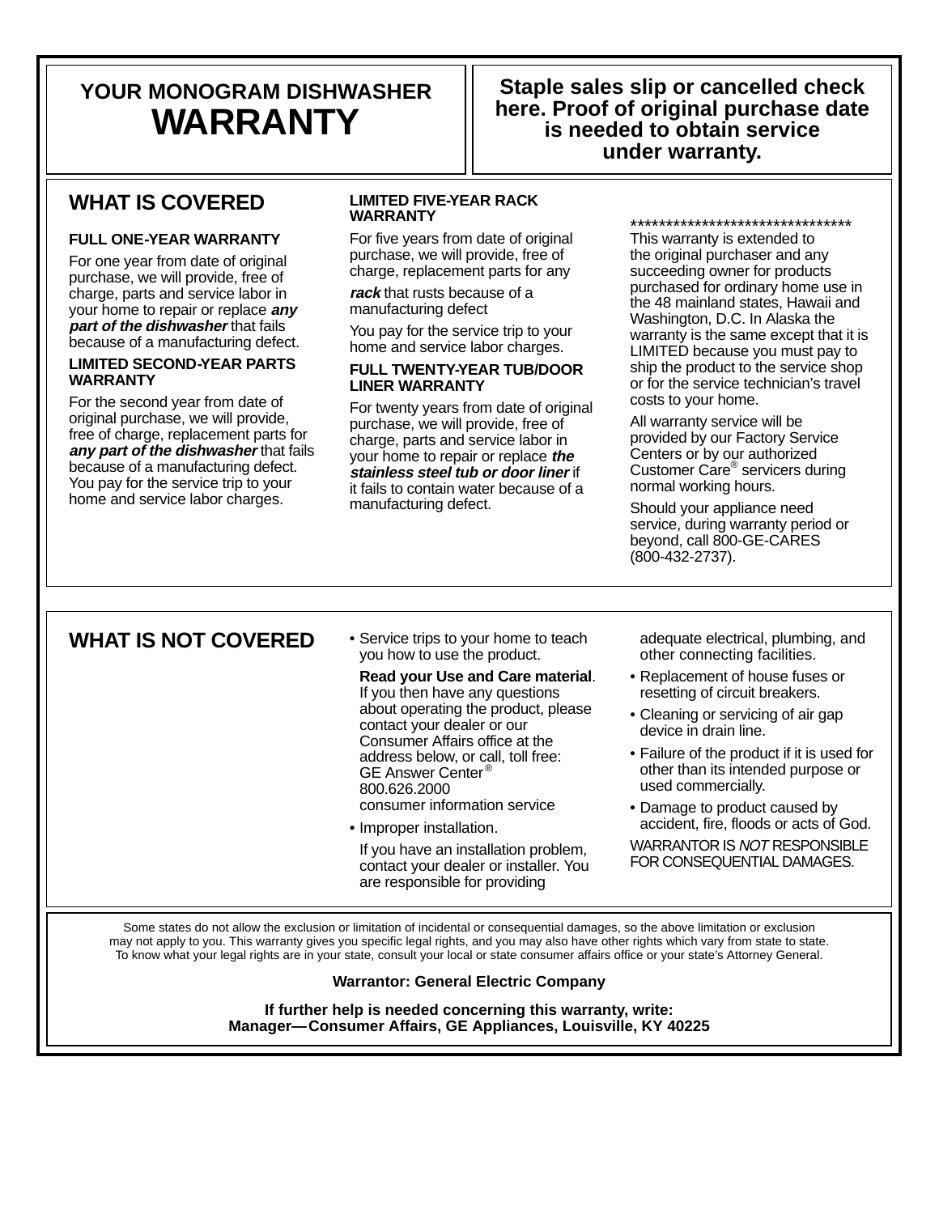# YOUR MONOGRAM DISHWASHER WARRANTY

**Staple sales slip or cancelled check here. Proof of original purchase date is needed to obtain service under warranty.**

## WHAT IS COVERED

**FULL ONE-YEAR WARRANTY**

For one year from date of original purchase, we will provide, free of charge, parts and service labor in your home to repair or replace ***any part of the dishwasher*** that fails because of a manufacturing defect.

**LIMITED SECOND-YEAR PARTS WARRANTY**

For the second year from date of original purchase, we will provide, free of charge, replacement parts for ***any part of the dishwasher*** that fails because of a manufacturing defect. You pay for the service trip to your home and service labor charges.

**LIMITED FIVE-YEAR RACK WARRANTY**

For five years from date of original purchase, we will provide, free of charge, replacement parts for any ***rack*** that rusts because of a manufacturing defect

You pay for the service trip to your home and service labor charges.

**FULL TWENTY-YEAR TUB/DOOR LINER WARRANTY**

For twenty years from date of original purchase, we will provide, free of charge, parts and service labor in your home to repair or replace ***the stainless steel tub or door liner*** if it fails to contain water because of a manufacturing defect.

*******************************

This warranty is extended to the original purchaser and any succeeding owner for products purchased for ordinary home use in the 48 mainland states, Hawaii and Washington, D.C. In Alaska the warranty is the same except that it is LIMITED because you must pay to ship the product to the service shop or for the service technician's travel costs to your home.

All warranty service will be provided by our Factory Service Centers or by our authorized Customer Care® servicers during normal working hours.

Should your appliance need service, during warranty period or beyond, call 800-GE-CARES (800-432-2737).

## WHAT IS NOT COVERED

- Service trips to your home to teach you how to use the product.

  **Read your Use and Care material**. If you then have any questions about operating the product, please contact your dealer or our Consumer Affairs office at the address below, or call, toll free: GE Answer Center® 800.626.2000 consumer information service
- Improper installation.

  If you have an installation problem, contact your dealer or installer. You are responsible for providing adequate electrical, plumbing, and other connecting facilities.
- Replacement of house fuses or resetting of circuit breakers.
- Cleaning or servicing of air gap device in drain line.
- Failure of the product if it is used for other than its intended purpose or used commercially.
- Damage to product caused by accident, fire, floods or acts of God.

WARRANTOR IS *NOT* RESPONSIBLE FOR CONSEQUENTIAL DAMAGES.

Some states do not allow the exclusion or limitation of incidental or consequential damages, so the above limitation or exclusion may not apply to you. This warranty gives you specific legal rights, and you may also have other rights which vary from state to state. To know what your legal rights are in your state, consult your local or state consumer affairs office or your state's Attorney General.

**Warrantor: General Electric Company**

**If further help is needed concerning this warranty, write:**
**Manager—Consumer Affairs, GE Appliances, Louisville, KY 40225**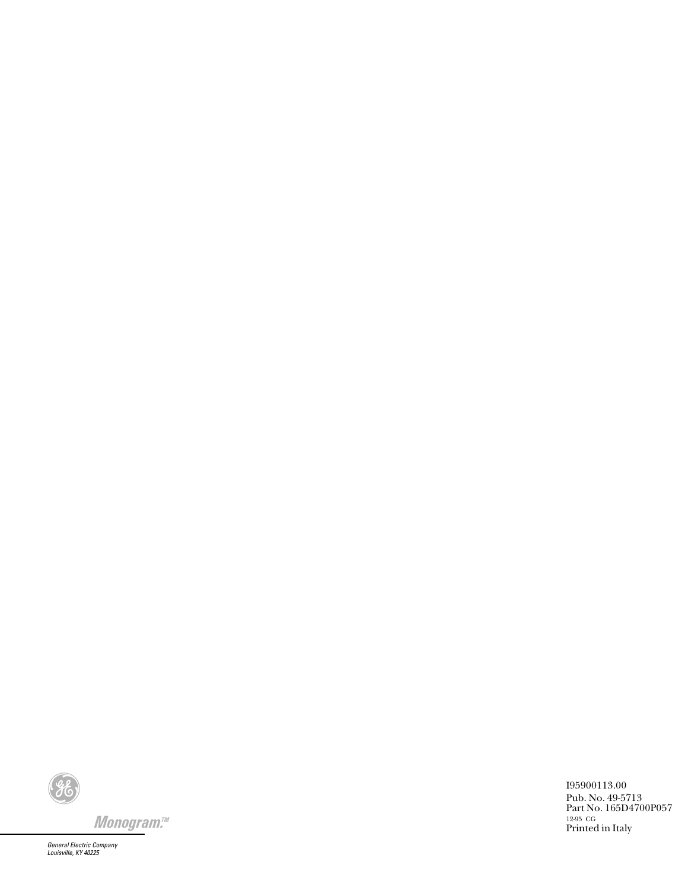Monogram.™

*General Electric Company*
*Louisville, KY 40225*

I95900113.00
Pub. No. 49-5713
Part No. 165D4700P057
12-95 CG
Printed in Italy